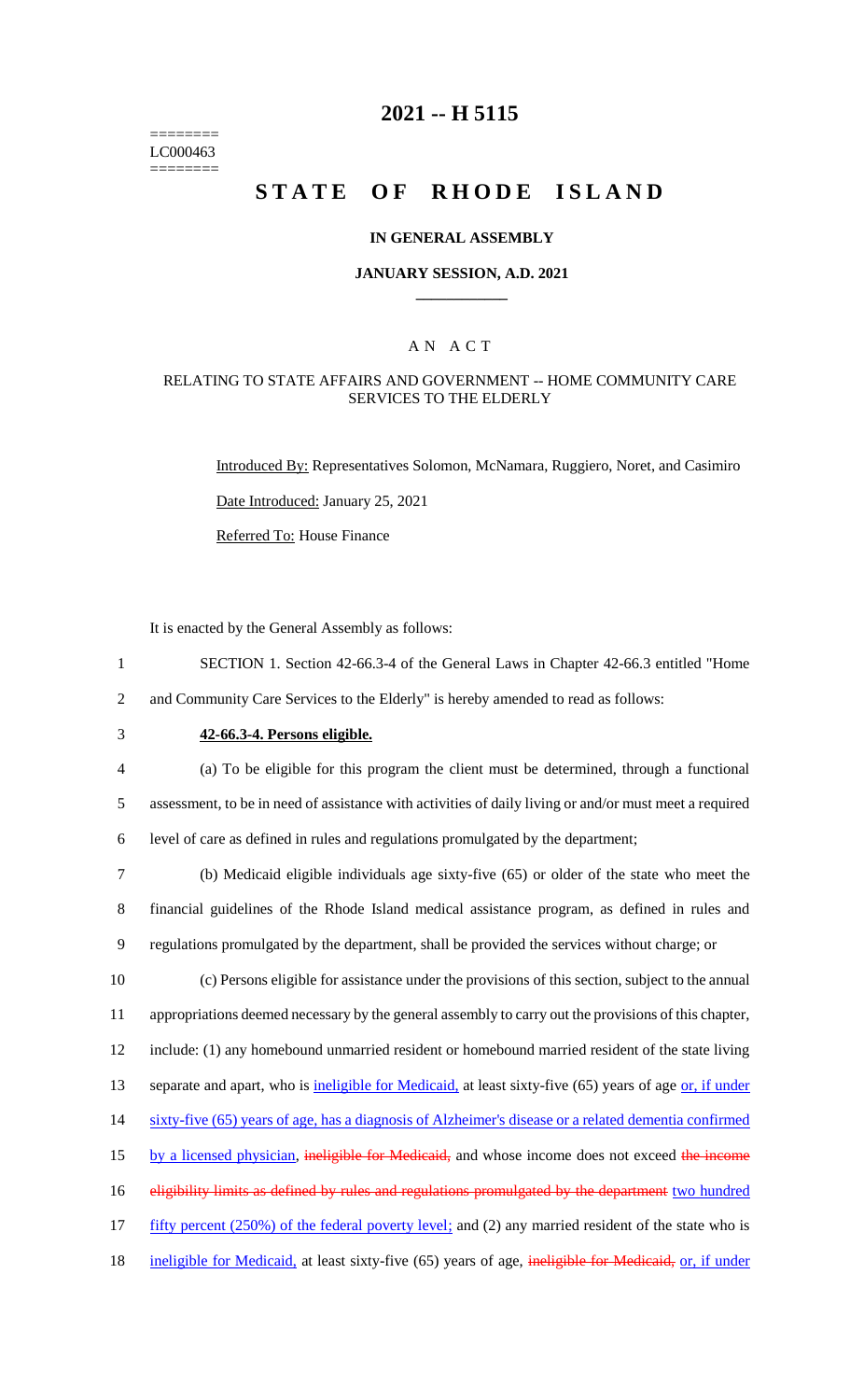========
LC000463
========

# 2021 -- H 5115

# STATE OF RHODE ISLAND

### IN GENERAL ASSEMBLY

### JANUARY SESSION, A.D. 2021

## A N A C T

### RELATING TO STATE AFFAIRS AND GOVERNMENT -- HOME COMMUNITY CARE SERVICES TO THE ELDERLY

Introduced By: Representatives Solomon, McNamara, Ruggiero, Noret, and Casimiro

Date Introduced: January 25, 2021

Referred To: House Finance

It is enacted by the General Assembly as follows:

1 SECTION 1. Section 42-66.3-4 of the General Laws in Chapter 42-66.3 entitled "Home
2 and Community Care Services to the Elderly" is hereby amended to read as follows:

3 **42-66.3-4. Persons eligible.**

4 (a) To be eligible for this program the client must be determined, through a functional
5 assessment, to be in need of assistance with activities of daily living or and/or must meet a required
6 level of care as defined in rules and regulations promulgated by the department;

7 (b) Medicaid eligible individuals age sixty-five (65) or older of the state who meet the
8 financial guidelines of the Rhode Island medical assistance program, as defined in rules and
9 regulations promulgated by the department, shall be provided the services without charge; or

10 (c) Persons eligible for assistance under the provisions of this section, subject to the annual
11 appropriations deemed necessary by the general assembly to carry out the provisions of this chapter,
12 include: (1) any homebound unmarried resident or homebound married resident of the state living
13 separate and apart, who is ineligible for Medicaid, at least sixty-five (65) years of age or, if under
14 sixty-five (65) years of age, has a diagnosis of Alzheimer's disease or a related dementia confirmed
15 by a licensed physician, ~~ineligible for Medicaid,~~ and whose income does not exceed ~~the income~~
16 ~~eligibility limits as defined by rules and regulations promulgated by the department~~ two hundred
17 fifty percent (250%) of the federal poverty level; and (2) any married resident of the state who is
18 ineligible for Medicaid, at least sixty-five (65) years of age, ~~ineligible for Medicaid,~~ or, if under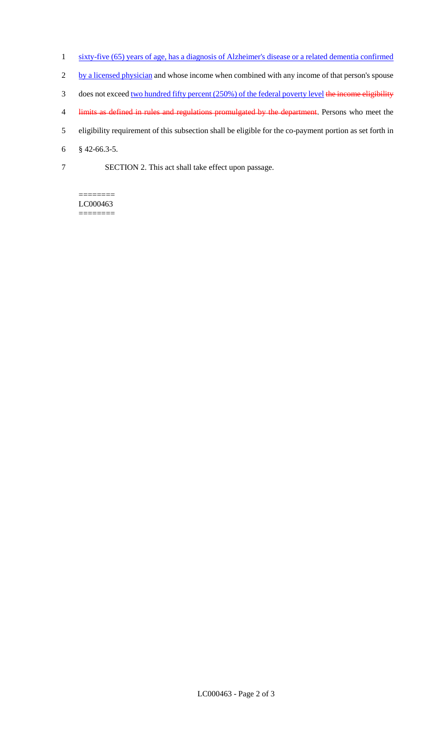sixty-five (65) years of age, has a diagnosis of Alzheimer's disease or a related dementia confirmed by a licensed physician and whose income when combined with any income of that person's spouse does not exceed two hundred fifty percent (250%) of the federal poverty level ~~the income eligibility limits as defined in rules and regulations promulgated by the department~~. Persons who meet the eligibility requirement of this subsection shall be eligible for the co-payment portion as set forth in § 42-66.3-5.

SECTION 2. This act shall take effect upon passage.

========
LC000463
========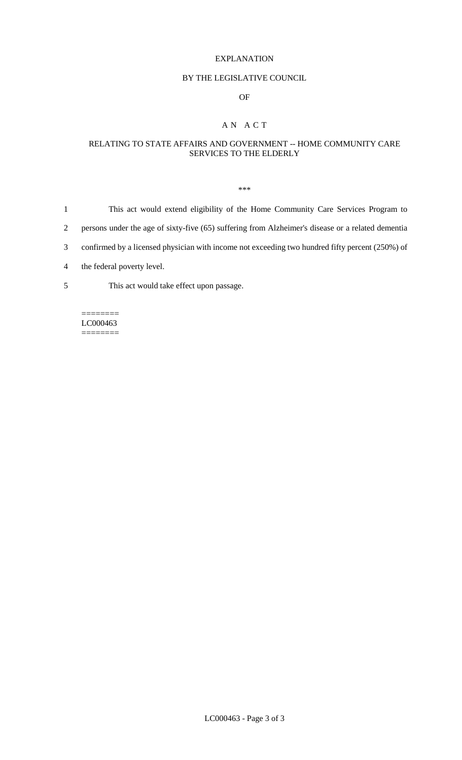EXPLANATION

BY THE LEGISLATIVE COUNCIL

OF

# A N A C T

RELATING TO STATE AFFAIRS AND GOVERNMENT -- HOME COMMUNITY CARE SERVICES TO THE ELDERLY

\*\*\*

1 This act would extend eligibility of the Home Community Care Services Program to
2 persons under the age of sixty-five (65) suffering from Alzheimer's disease or a related dementia
3 confirmed by a licensed physician with income not exceeding two hundred fifty percent (250%) of
4 the federal poverty level.
5 This act would take effect upon passage.

========
LC000463
========